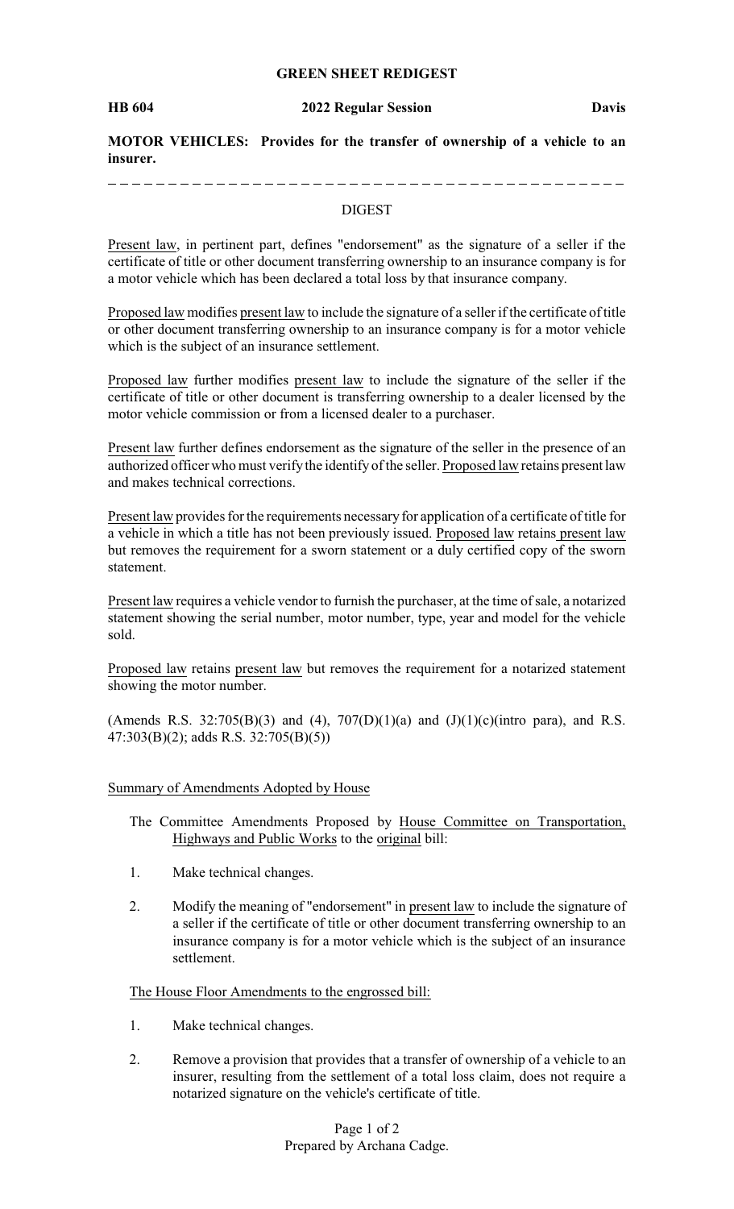**GREEN SHEET REDIGEST**

**HB 604** **2022 Regular Session** **Davis**

**MOTOR VEHICLES: Provides for the transfer of ownership of a vehicle to an insurer.**

---

DIGEST

Present law, in pertinent part, defines "endorsement" as the signature of a seller if the certificate of title or other document transferring ownership to an insurance company is for a motor vehicle which has been declared a total loss by that insurance company.

Proposed law modifies present law to include the signature of a seller if the certificate of title or other document transferring ownership to an insurance company is for a motor vehicle which is the subject of an insurance settlement.

Proposed law further modifies present law to include the signature of the seller if the certificate of title or other document is transferring ownership to a dealer licensed by the motor vehicle commission or from a licensed dealer to a purchaser.

Present law further defines endorsement as the signature of the seller in the presence of an authorized officer who must verify the identify of the seller. Proposed law retains present law and makes technical corrections.

Present law provides for the requirements necessary for application of a certificate of title for a vehicle in which a title has not been previously issued. Proposed law retains present law but removes the requirement for a sworn statement or a duly certified copy of the sworn statement.

Present law requires a vehicle vendor to furnish the purchaser, at the time of sale, a notarized statement showing the serial number, motor number, type, year and model for the vehicle sold.

Proposed law retains present law but removes the requirement for a notarized statement showing the motor number.

(Amends R.S. 32:705(B)(3) and (4), 707(D)(1)(a) and (J)(1)(c)(intro para), and R.S. 47:303(B)(2); adds R.S. 32:705(B)(5))

Summary of Amendments Adopted by House

The Committee Amendments Proposed by House Committee on Transportation, Highways and Public Works to the original bill:

1. Make technical changes.
2. Modify the meaning of "endorsement" in present law to include the signature of a seller if the certificate of title or other document transferring ownership to an insurance company is for a motor vehicle which is the subject of an insurance settlement.

The House Floor Amendments to the engrossed bill:

1. Make technical changes.
2. Remove a provision that provides that a transfer of ownership of a vehicle to an insurer, resulting from the settlement of a total loss claim, does not require a notarized signature on the vehicle's certificate of title.

Prepared by Archana Cadge.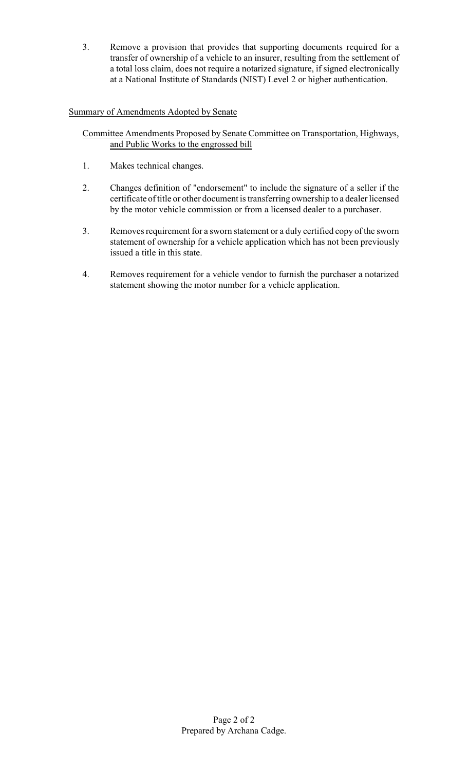3. Remove a provision that provides that supporting documents required for a transfer of ownership of a vehicle to an insurer, resulting from the settlement of a total loss claim, does not require a notarized signature, if signed electronically at a National Institute of Standards (NIST) Level 2 or higher authentication.

Summary of Amendments Adopted by Senate

Committee Amendments Proposed by Senate Committee on Transportation, Highways, and Public Works to the engrossed bill

1. Makes technical changes.

2. Changes definition of "endorsement" to include the signature of a seller if the certificate of title or other document is transferring ownership to a dealer licensed by the motor vehicle commission or from a licensed dealer to a purchaser.

3. Removes requirement for a sworn statement or a duly certified copy of the sworn statement of ownership for a vehicle application which has not been previously issued a title in this state.

4. Removes requirement for a vehicle vendor to furnish the purchaser a notarized statement showing the motor number for a vehicle application.

Prepared by Archana Cadge.